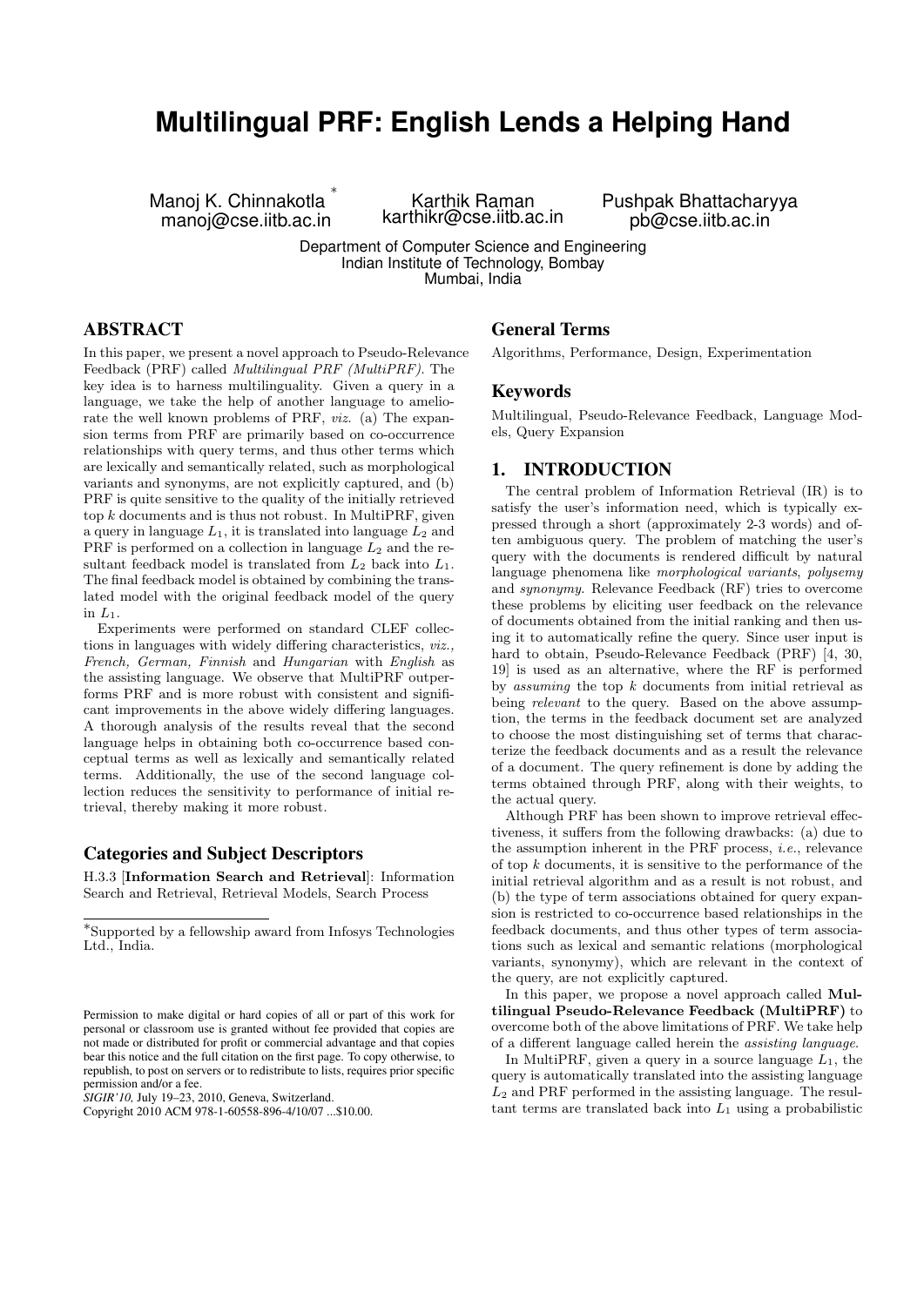# Multilingual PRF: English Lends a Helping Hand

Manoj K. Chinnakotla [*]
manoj@cse.iitb.ac.in

Karthik Raman
karthikr@cse.iitb.ac.in

Pushpak Bhattacharyya
pb@cse.iitb.ac.in

Department of Computer Science and Engineering
Indian Institute of Technology, Bombay
Mumbai, India

## ABSTRACT

In this paper, we present a novel approach to Pseudo-Relevance Feedback (PRF) called *Multilingual PRF (MultiPRF)*. The key idea is to harness multilinguality. Given a query in a language, we take the help of another language to ameliorate the well known problems of PRF, *viz.* (a) The expansion terms from PRF are primarily based on co-occurrence relationships with query terms, and thus other terms which are lexically and semantically related, such as morphological variants and synonyms, are not explicitly captured, and (b) PRF is quite sensitive to the quality of the initially retrieved top $k$ documents and is thus not robust. In MultiPRF, given a query in language $L_1$, it is translated into language $L_2$ and PRF is performed on a collection in language $L_2$ and the resultant feedback model is translated from $L_2$ back into $L_1$. The final feedback model is obtained by combining the translated model with the original feedback model of the query in $L_1$.

Experiments were performed on standard CLEF collections in languages with widely differing characteristics, *viz., French, German, Finnish* and *Hungarian* with *English* as the assisting language. We observe that MultiPRF outperforms PRF and is more robust with consistent and significant improvements in the above widely differing languages. A thorough analysis of the results reveal that the second language helps in obtaining both co-occurrence based conceptual terms as well as lexically and semantically related terms. Additionally, the use of the second language collection reduces the sensitivity to performance of initial retrieval, thereby making it more robust.

### Categories and Subject Descriptors

H.3.3 [**Information Search and Retrieval**]: Information Search and Retrieval, Retrieval Models, Search Process

### General Terms

Algorithms, Performance, Design, Experimentation

### Keywords

Multilingual, Pseudo-Relevance Feedback, Language Models, Query Expansion

## 1. INTRODUCTION

The central problem of Information Retrieval (IR) is to satisfy the user's information need, which is typically expressed through a short (approximately 2-3 words) and often ambiguous query. The problem of matching the user's query with the documents is rendered difficult by natural language phenomena like *morphological variants*, *polysemy* and *synonymy*. Relevance Feedback (RF) tries to overcome these problems by eliciting user feedback on the relevance of documents obtained from the initial ranking and then using it to automatically refine the query. Since user input is hard to obtain, Pseudo-Relevance Feedback (PRF) [4, 30, 19] is used as an alternative, where the RF is performed by *assuming* the top $k$ documents from initial retrieval as being *relevant* to the query. Based on the above assumption, the terms in the feedback document set are analyzed to choose the most distinguishing set of terms that characterize the feedback documents and as a result the relevance of a document. The query refinement is done by adding the terms obtained through PRF, along with their weights, to the actual query.

Although PRF has been shown to improve retrieval effectiveness, it suffers from the following drawbacks: (a) due to the assumption inherent in the PRF process, *i.e.*, relevance of top $k$ documents, it is sensitive to the performance of the initial retrieval algorithm and as a result is not robust, and (b) the type of term associations obtained for query expansion is restricted to co-occurrence based relationships in the feedback documents, and thus other types of term associations such as lexical and semantic relations (morphological variants, synonymy), which are relevant in the context of the query, are not explicitly captured.

In this paper, we propose a novel approach called **Multilingual Pseudo-Relevance Feedback (MultiPRF)** to overcome both of the above limitations of PRF. We take help of a different language called herein the *assisting language*.

In MultiPRF, given a query in a source language $L_1$, the query is automatically translated into the assisting language $L_2$ and PRF performed in the assisting language. The resultant terms are translated back into $L_1$ using a probabilistic

[*]Supported by a fellowship award from Infosys Technologies Ltd., India.

Permission to make digital or hard copies of all or part of this work for personal or classroom use is granted without fee provided that copies are not made or distributed for profit or commercial advantage and that copies bear this notice and the full citation on the first page. To copy otherwise, to republish, to post on servers or to redistribute to lists, requires prior specific permission and/or a fee.
*SIGIR'10,* July 19–23, 2010, Geneva, Switzerland.
Copyright 2010 ACM 978-1-60558-896-4/10/07 ...$10.00.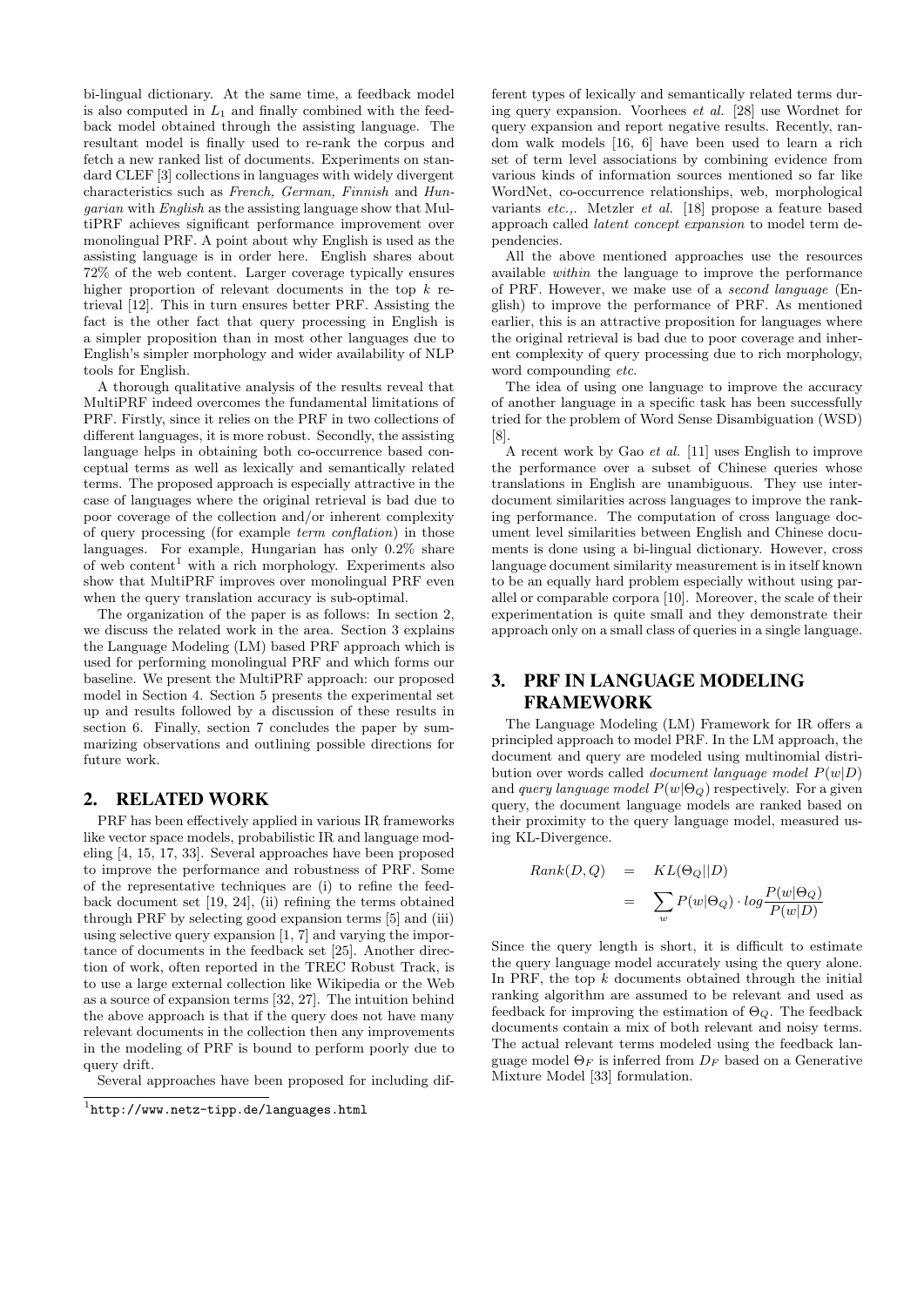bi-lingual dictionary. At the same time, a feedback model is also computed in $L_1$ and finally combined with the feedback model obtained through the assisting language. The resultant model is finally used to re-rank the corpus and fetch a new ranked list of documents. Experiments on standard CLEF [3] collections in languages with widely divergent characteristics such as *French, German, Finnish* and *Hungarian* with *English* as the assisting language show that MultiPRF achieves significant performance improvement over monolingual PRF. A point about why English is used as the assisting language is in order here. English shares about 72% of the web content. Larger coverage typically ensures higher proportion of relevant documents in the top $k$ retrieval [12]. This in turn ensures better PRF. Assisting the fact is the other fact that query processing in English is a simpler proposition than in most other languages due to English's simpler morphology and wider availability of NLP tools for English.

A thorough qualitative analysis of the results reveal that MultiPRF indeed overcomes the fundamental limitations of PRF. Firstly, since it relies on the PRF in two collections of different languages, it is more robust. Secondly, the assisting language helps in obtaining both co-occurrence based conceptual terms as well as lexically and semantically related terms. The proposed approach is especially attractive in the case of languages where the original retrieval is bad due to poor coverage of the collection and/or inherent complexity of query processing (for example *term conflation*) in those languages. For example, Hungarian has only 0.2% share of web content[1] with a rich morphology. Experiments also show that MultiPRF improves over monolingual PRF even when the query translation accuracy is sub-optimal.

The organization of the paper is as follows: In section 2, we discuss the related work in the area. Section 3 explains the Language Modeling (LM) based PRF approach which is used for performing monolingual PRF and which forms our baseline. We present the MultiPRF approach: our proposed model in Section 4. Section 5 presents the experimental set up and results followed by a discussion of these results in section 6. Finally, section 7 concludes the paper by summarizing observations and outlining possible directions for future work.

## 2. RELATED WORK

PRF has been effectively applied in various IR frameworks like vector space models, probabilistic IR and language modeling [4, 15, 17, 33]. Several approaches have been proposed to improve the performance and robustness of PRF. Some of the representative techniques are (i) to refine the feedback document set [19, 24], (ii) refining the terms obtained through PRF by selecting good expansion terms [5] and (iii) using selective query expansion [1, 7] and varying the importance of documents in the feedback set [25]. Another direction of work, often reported in the TREC Robust Track, is to use a large external collection like Wikipedia or the Web as a source of expansion terms [32, 27]. The intuition behind the above approach is that if the query does not have many relevant documents in the collection then any improvements in the modeling of PRF is bound to perform poorly due to query drift.

Several approaches have been proposed for including different types of lexically and semantically related terms during query expansion. Voorhees *et al.* [28] use Wordnet for query expansion and report negative results. Recently, random walk models [16, 6] have been used to learn a rich set of term level associations by combining evidence from various kinds of information sources mentioned so far like WordNet, co-occurrence relationships, web, morphological variants *etc.*,. Metzler *et al.* [18] propose a feature based approach called *latent concept expansion* to model term dependencies.

All the above mentioned approaches use the resources available *within* the language to improve the performance of PRF. However, we make use of a *second language* (English) to improve the performance of PRF. As mentioned earlier, this is an attractive proposition for languages where the original retrieval is bad due to poor coverage and inherent complexity of query processing due to rich morphology, word compounding *etc.*

The idea of using one language to improve the accuracy of another language in a specific task has been successfully tried for the problem of Word Sense Disambiguation (WSD) [8].

A recent work by Gao *et al.* [11] uses English to improve the performance over a subset of Chinese queries whose translations in English are unambiguous. They use inter-document similarities across languages to improve the ranking performance. The computation of cross language document level similarities between English and Chinese documents is done using a bi-lingual dictionary. However, cross language document similarity measurement is in itself known to be an equally hard problem especially without using parallel or comparable corpora [10]. Moreover, the scale of their experimentation is quite small and they demonstrate their approach only on a small class of queries in a single language.

## 3. PRF IN LANGUAGE MODELING FRAMEWORK

The Language Modeling (LM) Framework for IR offers a principled approach to model PRF. In the LM approach, the document and query are modeled using multinomial distribution over words called *document language model* $P(w|D)$ and *query language model* $P(w|\Theta_Q)$ respectively. For a given query, the document language models are ranked based on their proximity to the query language model, measured using KL-Divergence.

$$\begin{aligned} Rank(D,Q) &= KL(\Theta_Q||D) \\ &= \sum_w P(w|\Theta_Q) \cdot log\frac{P(w|\Theta_Q)}{P(w|D)} \end{aligned}$$

Since the query length is short, it is difficult to estimate the query language model accurately using the query alone. In PRF, the top $k$ documents obtained through the initial ranking algorithm are assumed to be relevant and used as feedback for improving the estimation of $\Theta_Q$. The feedback documents contain a mix of both relevant and noisy terms. The actual relevant terms modeled using the feedback language model $\Theta_F$ is inferred from $D_F$ based on a Generative Mixture Model [33] formulation.

[1] http://www.netz-tipp.de/languages.html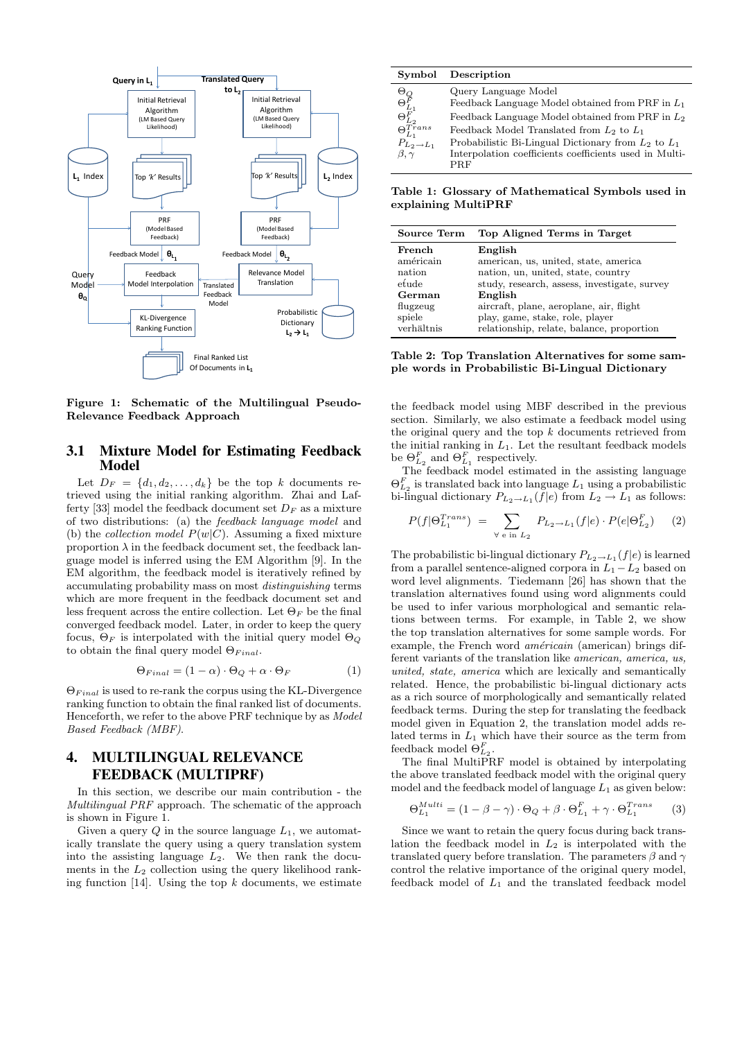Figure 1: Schematic of the Multilingual Pseudo-Relevance Feedback Approach

## 3.1 Mixture Model for Estimating Feedback Model

Let $D_F = \{d_1, d_2, \ldots, d_k\}$ be the top $k$ documents retrieved using the initial ranking algorithm. Zhai and Lafferty [33] model the feedback document set $D_F$ as a mixture of two distributions: (a) the *feedback language model* and (b) the *collection model* $P(w|C)$. Assuming a fixed mixture proportion $\lambda$ in the feedback document set, the feedback language model is inferred using the EM Algorithm [9]. In the EM algorithm, the feedback model is iteratively refined by accumulating probability mass on most *distinguishing* terms which are more frequent in the feedback document set and less frequent across the entire collection. Let $\Theta_F$ be the final converged feedback model. Later, in order to keep the query focus, $\Theta_F$ is interpolated with the initial query model $\Theta_Q$ to obtain the final query model $\Theta_{Final}$.

$$\Theta_{Final} = (1 - \alpha) \cdot \Theta_Q + \alpha \cdot \Theta_F \tag{1}$$

$\Theta_{Final}$ is used to re-rank the corpus using the KL-Divergence ranking function to obtain the final ranked list of documents. Henceforth, we refer to the above PRF technique by as *Model Based Feedback (MBF)*.

# 4. MULTILINGUAL RELEVANCE FEEDBACK (MULTIPRF)

In this section, we describe our main contribution - the *Multilingual PRF* approach. The schematic of the approach is shown in Figure 1.

Given a query $Q$ in the source language $L_1$, we automatically translate the query using a query translation system into the assisting language $L_2$. We then rank the documents in the $L_2$ collection using the query likelihood ranking function [14]. Using the top $k$ documents, we estimate the feedback model using MBF described in the previous section. Similarly, we also estimate a feedback model using the original query and the top $k$ documents retrieved from the initial ranking in $L_1$. Let the resultant feedback models be $\Theta^F_{L_2}$ and $\Theta^F_{L_1}$ respectively.

| Symbol | Description |
|---|---|
| $\Theta_Q$ | Query Language Model |
| $\Theta^F_{L_1}$ | Feedback Language Model obtained from PRF in $L_1$ |
| $\Theta^F_{L_2}$ | Feedback Language Model obtained from PRF in $L_2$ |
| $\Theta^{Trans}_{L_1}$ | Feedback Model Translated from $L_2$ to $L_1$ |
| $P_{L_2 \rightarrow L_1}$ | Probabilistic Bi-Lingual Dictionary from $L_2$ to $L_1$ |
| $\beta, \gamma$ | Interpolation coefficients coefficients used in MultiPRF |

Table 1: Glossary of Mathematical Symbols used in explaining MultiPRF

| Source Term | Top Aligned Terms in Target |
|---|---|
| **French** | **English** |
| américain | american, us, united, state, america |
| nation | nation, un, united, state, country |
| étude | study, research, assess, investigate, survey |
| **German** | **English** |
| flugzeug | aircraft, plane, aeroplane, air, flight |
| spiele | play, game, stake, role, player |
| verhältnis | relationship, relate, balance, proportion |

Table 2: Top Translation Alternatives for some sample words in Probabilistic Bi-Lingual Dictionary

The feedback model estimated in the assisting language $\Theta^F_{L_2}$ is translated back into language $L_1$ using a probabilistic bi-lingual dictionary $P_{L_2 \rightarrow L_1}(f|e)$ from $L_2 \rightarrow L_1$ as follows:

$$P(f|\Theta^{Trans}_{L_1}) = \sum_{\forall \text{ e in } L_2} P_{L_2 \rightarrow L_1}(f|e) \cdot P(e|\Theta^F_{L_2}) \tag{2}$$

The probabilistic bi-lingual dictionary $P_{L_2 \rightarrow L_1}(f|e)$ is learned from a parallel sentence-aligned corpora in $L_1 - L_2$ based on word level alignments. Tiedemann [26] has shown that the translation alternatives found using word alignments could be used to infer various morphological and semantic relations between terms. For example, in Table 2, we show the top translation alternatives for some sample words. For example, the French word *américain* (american) brings different variants of the translation like *american, america, us, united, state, america* which are lexically and semantically related. Hence, the probabilistic bi-lingual dictionary acts as a rich source of morphologically and semantically related feedback terms. During the step for translating the feedback model given in Equation 2, the translation model adds related terms in $L_1$ which have their source as the term from feedback model $\Theta^F_{L_2}$.

The final MultiPRF model is obtained by interpolating the above translated feedback model with the original query model and the feedback model of language $L_1$ as given below:

$$\Theta^{Multi}_{L_1} = (1 - \beta - \gamma) \cdot \Theta_Q + \beta \cdot \Theta^F_{L_1} + \gamma \cdot \Theta^{Trans}_{L_1} \tag{3}$$

Since we want to retain the query focus during back translation the feedback model in $L_2$ is interpolated with the translated query before translation. The parameters $\beta$ and $\gamma$ control the relative importance of the original query model, feedback model of $L_1$ and the translated feedback model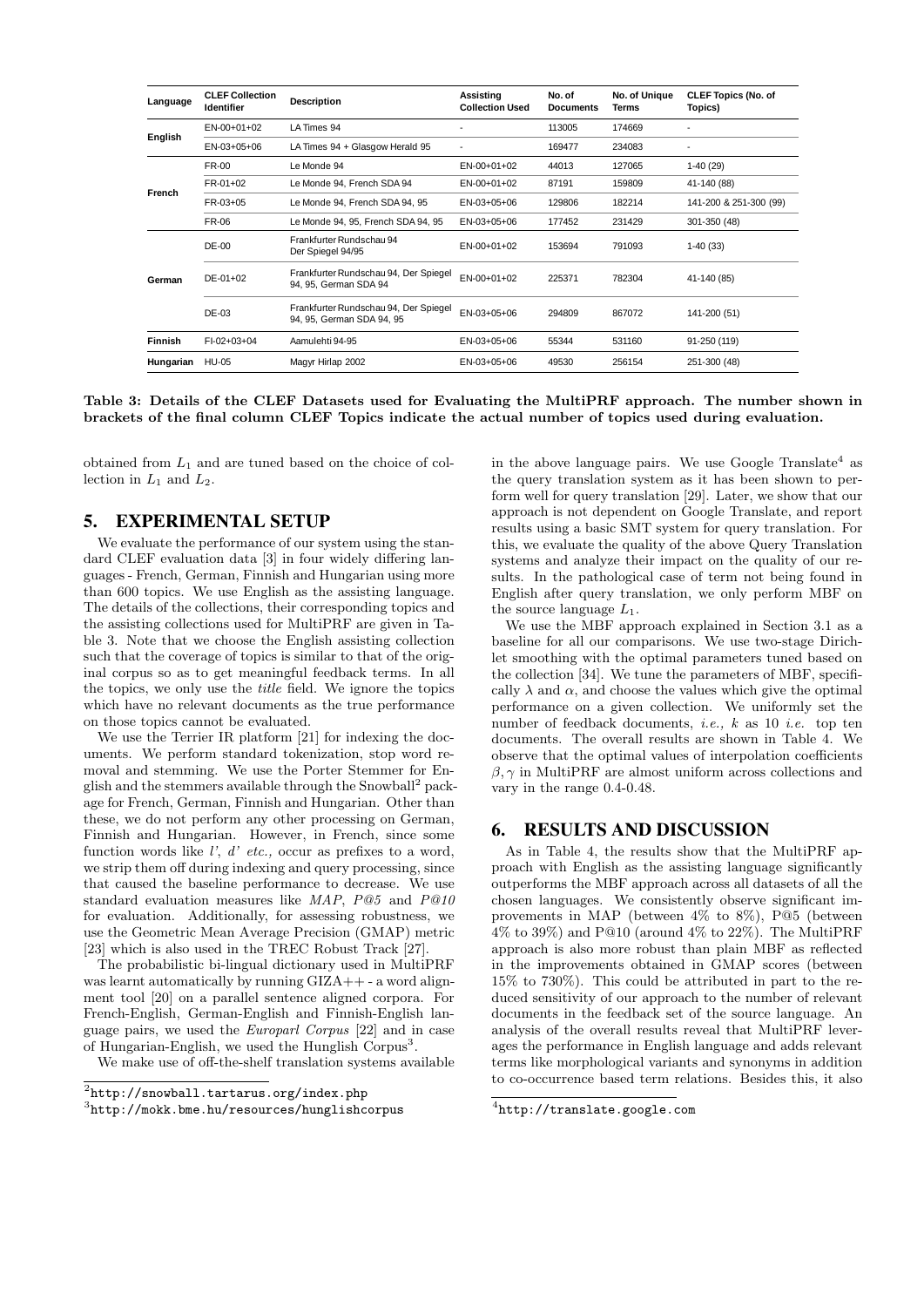| Language | CLEF Collection Identifier | Description | Assisting Collection Used | No. of Documents | No. of Unique Terms | CLEF Topics (No. of Topics) |
|---|---|---|---|---|---|---|
| English | EN-00+01+02 | LA Times 94 | - | 113005 | 174669 | - |
| | EN-03+05+06 | LA Times 94 + Glasgow Herald 95 | - | 169477 | 234083 | - |
| French | FR-00 | Le Monde 94 | EN-00+01+02 | 44013 | 127065 | 1-40 (29) |
| | FR-01+02 | Le Monde 94, French SDA 94 | EN-00+01+02 | 87191 | 159809 | 41-140 (88) |
| | FR-03+05 | Le Monde 94, French SDA 94, 95 | EN-03+05+06 | 129806 | 182214 | 141-200 & 251-300 (99) |
| | FR-06 | Le Monde 94, 95, French SDA 94, 95 | EN-03+05+06 | 177452 | 231429 | 301-350 (48) |
| German | DE-00 | Frankfurter Rundschau 94 Der Spiegel 94/95 | EN-00+01+02 | 153694 | 791093 | 1-40 (33) |
| | DE-01+02 | Frankfurter Rundschau 94, Der Spiegel 94, 95, German SDA 94 | EN-00+01+02 | 225371 | 782304 | 41-140 (85) |
| | DE-03 | Frankfurter Rundschau 94, Der Spiegel 94, 95, German SDA 94, 95 | EN-03+05+06 | 294809 | 867072 | 141-200 (51) |
| Finnish | FI-02+03+04 | Aamulehti 94-95 | EN-03+05+06 | 55344 | 531160 | 91-250 (119) |
| Hungarian | HU-05 | Magyr Hirlap 2002 | EN-03+05+06 | 49530 | 256154 | 251-300 (48) |

**Table 3: Details of the CLEF Datasets used for Evaluating the MultiPRF approach. The number shown in brackets of the final column CLEF Topics indicate the actual number of topics used during evaluation.**

obtained from $L_1$ and are tuned based on the choice of collection in $L_1$ and $L_2$.

## 5. EXPERIMENTAL SETUP

We evaluate the performance of our system using the standard CLEF evaluation data [3] in four widely differing languages - French, German, Finnish and Hungarian using more than 600 topics. We use English as the assisting language. The details of the collections, their corresponding topics and the assisting collections used for MultiPRF are given in Table 3. Note that we choose the English assisting collection such that the coverage of topics is similar to that of the original corpus so as to get meaningful feedback terms. In all the topics, we only use the *title* field. We ignore the topics which have no relevant documents as the true performance on those topics cannot be evaluated.

We use the Terrier IR platform [21] for indexing the documents. We perform standard tokenization, stop word removal and stemming. We use the Porter Stemmer for English and the stemmers available through the Snowball[2] package for French, German, Finnish and Hungarian. Other than these, we do not perform any other processing on German, Finnish and Hungarian. However, in French, since some function words like *l'*, *d' etc.,* occur as prefixes to a word, we strip them off during indexing and query processing, since that caused the baseline performance to decrease. We use standard evaluation measures like *MAP*, *P@5* and *P@10* for evaluation. Additionally, for assessing robustness, we use the Geometric Mean Average Precision (GMAP) metric [23] which is also used in the TREC Robust Track [27].

The probabilistic bi-lingual dictionary used in MultiPRF was learnt automatically by running GIZA++ - a word alignment tool [20] on a parallel sentence aligned corpora. For French-English, German-English and Finnish-English language pairs, we used the *Europarl Corpus* [22] and in case of Hungarian-English, we used the Hunglish Corpus[3].

We make use of off-the-shelf translation systems available in the above language pairs. We use Google Translate[4] as the query translation system as it has been shown to perform well for query translation [29]. Later, we show that our approach is not dependent on Google Translate, and report results using a basic SMT system for query translation. For this, we evaluate the quality of the above Query Translation systems and analyze their impact on the quality of our results. In the pathological case of term not being found in English after query translation, we only perform MBF on the source language $L_1$.

We use the MBF approach explained in Section 3.1 as a baseline for all our comparisons. We use two-stage Dirichlet smoothing with the optimal parameters tuned based on the collection [34]. We tune the parameters of MBF, specifically $\lambda$ and $\alpha$, and choose the values which give the optimal performance on a given collection. We uniformly set the number of feedback documents, *i.e.,* $k$ as 10 *i.e.* top ten documents. The overall results are shown in Table 4. We observe that the optimal values of interpolation coefficients $\beta, \gamma$ in MultiPRF are almost uniform across collections and vary in the range 0.4-0.48.

## 6. RESULTS AND DISCUSSION

As in Table 4, the results show that the MultiPRF approach with English as the assisting language significantly outperforms the MBF approach across all datasets of all the chosen languages. We consistently observe significant improvements in MAP (between 4% to 8%), P@5 (between 4% to 39%) and P@10 (around 4% to 22%). The MultiPRF approach is also more robust than plain MBF as reflected in the improvements obtained in GMAP scores (between 15% to 730%). This could be attributed in part to the reduced sensitivity of our approach to the number of relevant documents in the feedback set of the source language. An analysis of the overall results reveal that MultiPRF leverages the performance in English language and adds relevant terms like morphological variants and synonyms in addition to co-occurrence based term relations. Besides this, it also

[2] http://snowball.tartarus.org/index.php

[3] http://mokk.bme.hu/resources/hunglishcorpus

[4] http://translate.google.com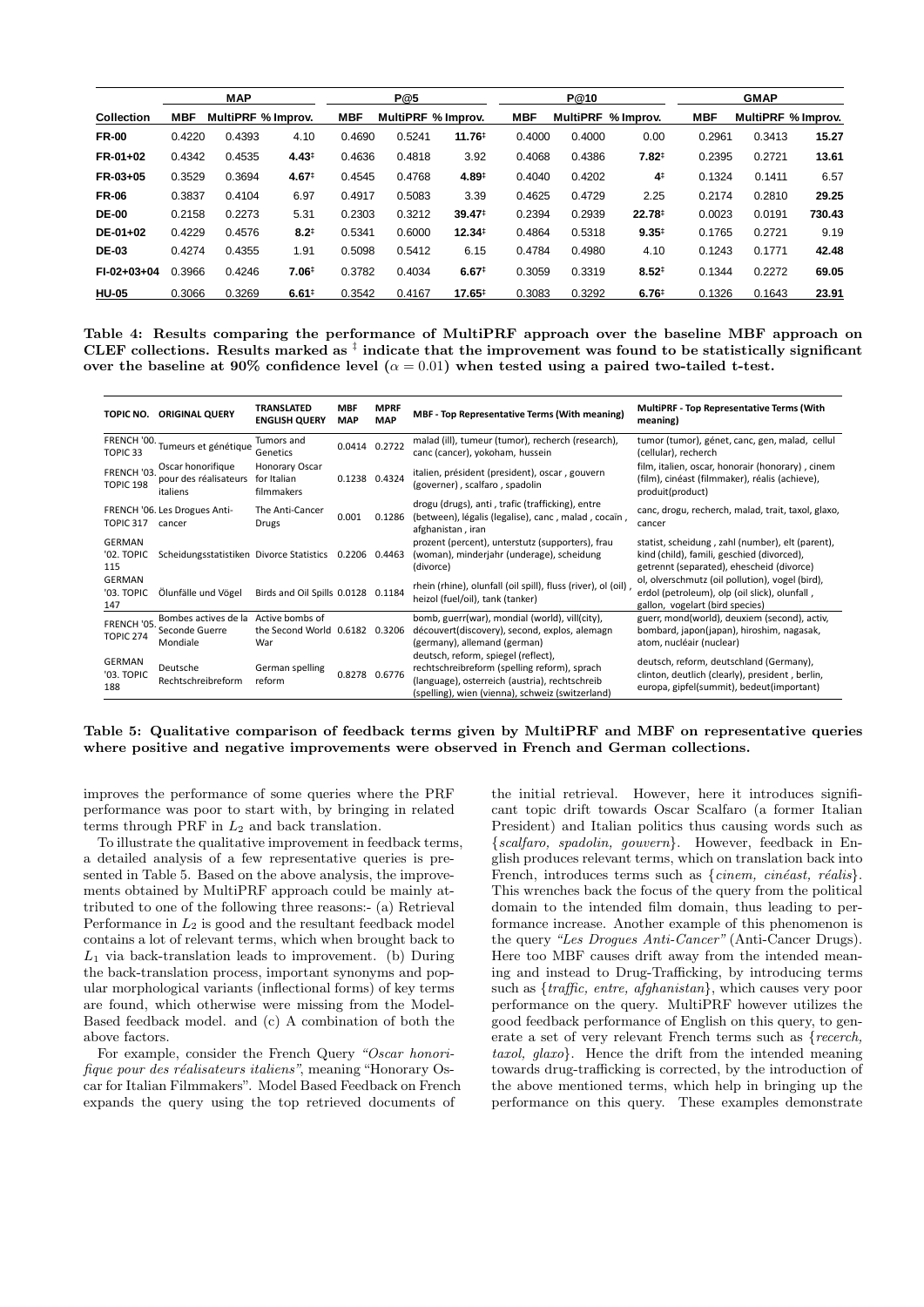| Collection | MAP | | | P@5 | | | P@10 | | | GMAP | | |
|---|---|---|---|---|---|---|---|---|---|---|---|---|
| | MBF | MultiPRF | % Improv. | MBF | MultiPRF | % Improv. | MBF | MultiPRF | % Improv. | MBF | MultiPRF | % Improv. |
| **FR-00** | 0.4220 | 0.4393 | 4.10 | 0.4690 | 0.5241 | **11.76**‡ | 0.4000 | 0.4000 | 0.00 | 0.2961 | 0.3413 | **15.27** |
| **FR-01+02** | 0.4342 | 0.4535 | **4.43**‡ | 0.4636 | 0.4818 | 3.92 | 0.4068 | 0.4386 | **7.82**‡ | 0.2395 | 0.2721 | **13.61** |
| **FR-03+05** | 0.3529 | 0.3694 | **4.67**‡ | 0.4545 | 0.4768 | **4.89**‡ | 0.4040 | 0.4202 | **4**‡ | 0.1324 | 0.1411 | 6.57 |
| **FR-06** | 0.3837 | 0.4104 | 6.97 | 0.4917 | 0.5083 | 3.39 | 0.4625 | 0.4729 | 2.25 | 0.2174 | 0.2810 | **29.25** |
| **DE-00** | 0.2158 | 0.2273 | 5.31 | 0.2303 | 0.3212 | **39.47**‡ | 0.2394 | 0.2939 | **22.78**‡ | 0.0023 | 0.0191 | **730.43** |
| **DE-01+02** | 0.4229 | 0.4576 | **8.2**‡ | 0.5341 | 0.6000 | **12.34**‡ | 0.4864 | 0.5318 | **9.35**‡ | 0.1765 | 0.2721 | 9.19 |
| **DE-03** | 0.4274 | 0.4355 | 1.91 | 0.5098 | 0.5412 | 6.15 | 0.4784 | 0.4980 | 4.10 | 0.1243 | 0.1771 | **42.48** |
| **FI-02+03+04** | 0.3966 | 0.4246 | **7.06**‡ | 0.3782 | 0.4034 | **6.67**‡ | 0.3059 | 0.3319 | **8.52**‡ | 0.1344 | 0.2272 | **69.05** |
| **HU-05** | 0.3066 | 0.3269 | **6.61**‡ | 0.3542 | 0.4167 | **17.65**‡ | 0.3083 | 0.3292 | **6.76**‡ | 0.1326 | 0.1643 | **23.91** |

**Table 4: Results comparing the performance of MultiPRF approach over the baseline MBF approach on CLEF collections. Results marked as ‡ indicate that the improvement was found to be statistically significant over the baseline at 90% confidence level ($\alpha = 0.01$) when tested using a paired two-tailed t-test.**

| TOPIC NO. | ORIGINAL QUERY | TRANSLATED ENGLISH QUERY | MBF MAP | MPRF MAP | MBF - Top Representative Terms (With meaning) | MultiPRF - Top Representative Terms (With meaning) |
|---|---|---|---|---|---|---|
| FRENCH '00. TOPIC 33 | Tumeurs et génétique | Tumors and Genetics | 0.0414 | 0.2722 | malad (ill), tumeur (tumor), recherch (research), canc (cancer), yokoham, hussein | tumor (tumor), génet, canc, gen, malad, cellul (cellular), recherch |
| FRENCH '03. TOPIC 198 | Oscar honorifique pour des réalisateurs italiens | Honorary Oscar for Italian filmmakers | 0.1238 | 0.4324 | italien, président (president), oscar, gouvern (governer), scalfaro, spadolin | film, italien, oscar, honorair (honorary), cinem (film), cinéast (filmmaker), réalis (achieve), produit(product) |
| FRENCH '06. TOPIC 317 | Les Drogues Anti-cancer | The Anti-Cancer Drugs | 0.001 | 0.1286 | drogu (drugs), anti, trafic (trafficking), entre (between), légalis (legalise), canc, malad, cocaïn, afghanistan, iran | canc, drogu, recherch, malad, trait, taxol, glaxo, cancer |
| GERMAN '02. TOPIC 115 | Scheidungsstatistiken | Divorce Statistics | 0.2206 | 0.4463 | prozent (percent), unterstutz (supporters), frau (woman), minderjahr (underage), scheidung (divorce) | statist, scheidung, zahl (number), elt (parent), kind (child), famili, geschied (divorced), getrennt (separated), ehescheid (divorce) |
| GERMAN '03. TOPIC 147 | Ölunfälle und Vögel | Birds and Oil Spills | 0.0128 | 0.1184 | rhein (rhine), olunfall (oil spill), fluss (river), ol (oil), heizol (fuel/oil), tank (tanker) | ol, olverschmutz (oil pollution), vogel (bird), erdol (petroleum), olp (oil slick), olunfall, gallon, vogelart (bird species) |
| FRENCH '05. TOPIC 274 | Bombes actives de la Seconde Guerre Mondiale | Active bombs of the Second World War | 0.6182 | 0.3206 | bomb, guerr(war), mondial (world), vill(city), découvert(discovery), second, explos, alemagn (germany), allemand (german) | guerr, mond(world), deuxiem (second), activ, bombard, japon(japan), hiroshim, nagasak, atom, nucléair (nuclear) |
| GERMAN '03. TOPIC 188 | Deutsche Rechtschreibreform | German spelling reform | 0.8278 | 0.6776 | deutsch, reform, spiegel (reflect), rechtschreibreform (spelling reform), sprach (language), osterreich (austria), rechtschreib (spelling), wien (vienna), schweiz (switzerland) | deutsch, reform, deutschland (Germany), clinton, deutlich (clearly), president, berlin, europa, gipfel(summit), bedeut(important) |

**Table 5: Qualitative comparison of feedback terms given by MultiPRF and MBF on representative queries where positive and negative improvements were observed in French and German collections.**

improves the performance of some queries where the PRF performance was poor to start with, by bringing in related terms through PRF in $L_2$ and back translation.

To illustrate the qualitative improvement in feedback terms, a detailed analysis of a few representative queries is presented in Table 5. Based on the above analysis, the improvements obtained by MultiPRF approach could be mainly attributed to one of the following three reasons:- (a) Retrieval Performance in $L_2$ is good and the resultant feedback model contains a lot of relevant terms, which when brought back to $L_1$ via back-translation leads to improvement. (b) During the back-translation process, important synonyms and popular morphological variants (inflectional forms) of key terms are found, which otherwise were missing from the Model-Based feedback model. and (c) A combination of both the above factors.

For example, consider the French Query *"Oscar honorifique pour des réalisateurs italiens"*, meaning "Honorary Oscar for Italian Filmmakers". Model Based Feedback on French expands the query using the top retrieved documents of the initial retrieval. However, here it introduces significant topic drift towards Oscar Scalfaro (a former Italian President) and Italian politics thus causing words such as {*scalfaro, spadolin, gouvern*}. However, feedback in English produces relevant terms, which on translation back into French, introduces terms such as {*cinem, cinéast, réalis*}. This wrenches back the focus of the query from the political domain to the intended film domain, thus leading to performance increase. Another example of this phenomenon is the query *"Les Drogues Anti-Cancer"* (Anti-Cancer Drugs). Here too MBF causes drift away from the intended meaning and instead to Drug-Trafficking, by introducing terms such as {*traffic, entre, afghanistan*}, which causes very poor performance on the query. MultiPRF however utilizes the good feedback performance of English on this query, to generate a set of very relevant French terms such as {*recerch, taxol, glaxo*}. Hence the drift from the intended meaning towards drug-trafficking is corrected, by the introduction of the above mentioned terms, which help in bringing up the performance on this query. These examples demonstrate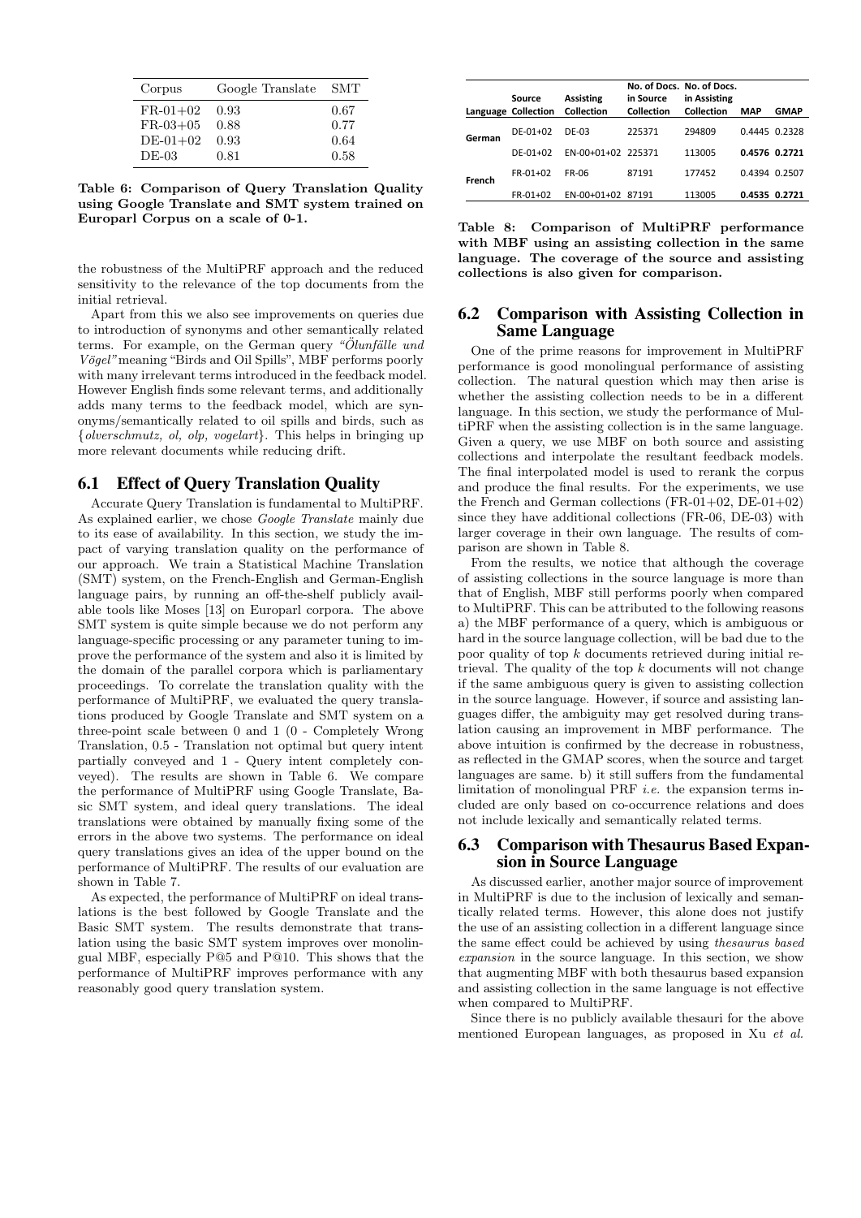| Corpus | Google Translate | SMT |
|---|---|---|
| FR-01+02 | 0.93 | 0.67 |
| FR-03+05 | 0.88 | 0.77 |
| DE-01+02 | 0.93 | 0.64 |
| DE-03 | 0.81 | 0.58 |

**Table 6: Comparison of Query Translation Quality using Google Translate and SMT system trained on Europarl Corpus on a scale of 0-1.**

the robustness of the MultiPRF approach and the reduced sensitivity to the relevance of the top documents from the initial retrieval.

Apart from this we also see improvements on queries due to introduction of synonyms and other semantically related terms. For example, on the German query *"Ölunfälle und Vögel"* meaning "Birds and Oil Spills", MBF performs poorly with many irrelevant terms introduced in the feedback model. However English finds some relevant terms, and additionally adds many terms to the feedback model, which are synonyms/semantically related to oil spills and birds, such as {*olverschmutz, ol, olp, vogelart*}. This helps in bringing up more relevant documents while reducing drift.

## 6.1 Effect of Query Translation Quality

Accurate Query Translation is fundamental to MultiPRF. As explained earlier, we chose *Google Translate* mainly due to its ease of availability. In this section, we study the impact of varying translation quality on the performance of our approach. We train a Statistical Machine Translation (SMT) system, on the French-English and German-English language pairs, by running an off-the-shelf publicly available tools like Moses [13] on Europarl corpora. The above SMT system is quite simple because we do not perform any language-specific processing or any parameter tuning to improve the performance of the system and also it is limited by the domain of the parallel corpora which is parliamentary proceedings. To correlate the translation quality with the performance of MultiPRF, we evaluated the query translations produced by Google Translate and SMT system on a three-point scale between 0 and 1 (0 - Completely Wrong Translation, 0.5 - Translation not optimal but query intent partially conveyed and 1 - Query intent completely conveyed). The results are shown in Table 6. We compare the performance of MultiPRF using Google Translate, Basic SMT system, and ideal query translations. The ideal translations were obtained by manually fixing some of the errors in the above two systems. The performance on ideal query translations gives an idea of the upper bound on the performance of MultiPRF. The results of our evaluation are shown in Table 7.

As expected, the performance of MultiPRF on ideal translations is the best followed by Google Translate and the Basic SMT system. The results demonstrate that translation using the basic SMT system improves over monolingual MBF, especially P@5 and P@10. This shows that the performance of MultiPRF improves performance with any reasonably good query translation system.

| Language | Source Collection | Assisting Collection | No. of Docs. in Source Collection | No. of Docs. in Assisting Collection | MAP | GMAP |
|---|---|---|---|---|---|---|
| German | DE-01+02 | DE-03 | 225371 | 294809 | 0.4445 | 0.2328 |
| | DE-01+02 | EN-00+01+02 | 225371 | 113005 | **0.4576** | **0.2721** |
| French | FR-01+02 | FR-06 | 87191 | 177452 | 0.4394 | 0.2507 |
| | FR-01+02 | EN-00+01+02 | 87191 | 113005 | **0.4535** | **0.2721** |

**Table 8: Comparison of MultiPRF performance with MBF using an assisting collection in the same language. The coverage of the source and assisting collections is also given for comparison.**

## 6.2 Comparison with Assisting Collection in Same Language

One of the prime reasons for improvement in MultiPRF performance is good monolingual performance of assisting collection. The natural question which may then arise is whether the assisting collection needs to be in a different language. In this section, we study the performance of MultiPRF when the assisting collection is in the same language. Given a query, we use MBF on both source and assisting collections and interpolate the resultant feedback models. The final interpolated model is used to rerank the corpus and produce the final results. For the experiments, we use the French and German collections (FR-01+02, DE-01+02) since they have additional collections (FR-06, DE-03) with larger coverage in their own language. The results of comparison are shown in Table 8.

From the results, we notice that although the coverage of assisting collections in the source language is more than that of English, MBF still performs poorly when compared to MultiPRF. This can be attributed to the following reasons a) the MBF performance of a query, which is ambiguous or hard in the source language collection, will be bad due to the poor quality of top $k$ documents retrieved during initial retrieval. The quality of the top $k$ documents will not change if the same ambiguous query is given to assisting collection in the source language. However, if source and assisting languages differ, the ambiguity may get resolved during translation causing an improvement in MBF performance. The above intuition is confirmed by the decrease in robustness, as reflected in the GMAP scores, when the source and target languages are same. b) it still suffers from the fundamental limitation of monolingual PRF *i.e.* the expansion terms included are only based on co-occurrence relations and does not include lexically and semantically related terms.

## 6.3 Comparison with Thesaurus Based Expansion in Source Language

As discussed earlier, another major source of improvement in MultiPRF is due to the inclusion of lexically and semantically related terms. However, this alone does not justify the use of an assisting collection in a different language since the same effect could be achieved by using *thesaurus based expansion* in the source language. In this section, we show that augmenting MBF with both thesaurus based expansion and assisting collection in the same language is not effective when compared to MultiPRF.

Since there is no publicly available thesauri for the above mentioned European languages, as proposed in Xu *et al.*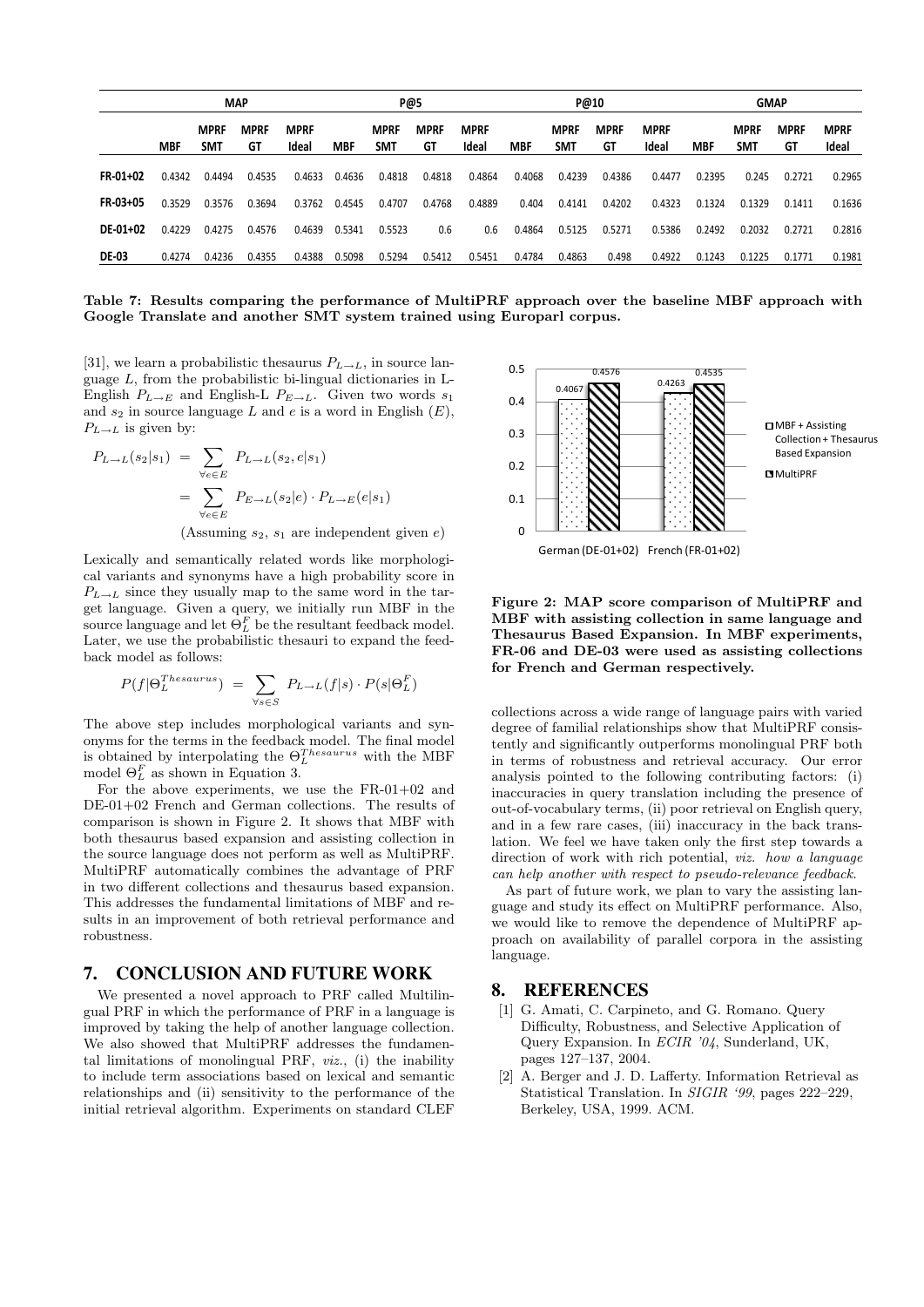| | MAP | | | | P@5 | | | | P@10 | | | | GMAP | | | |
|---|---|---|---|---|---|---|---|---|---|---|---|---|---|---|---|---|
| | MBF | MPRF SMT | MPRF GT | MPRF Ideal | MBF | MPRF SMT | MPRF GT | MPRF Ideal | MBF | MPRF SMT | MPRF GT | MPRF Ideal | MBF | MPRF SMT | MPRF GT | MPRF Ideal |
| FR-01+02 | 0.4342 | 0.4494 | 0.4535 | 0.4633 | 0.4636 | 0.4818 | 0.4818 | 0.4864 | 0.4068 | 0.4239 | 0.4386 | 0.4477 | 0.2395 | 0.245 | 0.2721 | 0.2965 |
| FR-03+05 | 0.3529 | 0.3576 | 0.3694 | 0.3762 | 0.4545 | 0.4707 | 0.4768 | 0.4889 | 0.404 | 0.4141 | 0.4202 | 0.4323 | 0.1324 | 0.1329 | 0.1411 | 0.1636 |
| DE-01+02 | 0.4229 | 0.4275 | 0.4576 | 0.4639 | 0.5341 | 0.5523 | 0.6 | 0.6 | 0.4864 | 0.5125 | 0.5271 | 0.5386 | 0.2492 | 0.2032 | 0.2721 | 0.2816 |
| DE-03 | 0.4274 | 0.4236 | 0.4355 | 0.4388 | 0.5098 | 0.5294 | 0.5412 | 0.5451 | 0.4784 | 0.4863 | 0.498 | 0.4922 | 0.1243 | 0.1225 | 0.1771 | 0.1981 |

**Table 7: Results comparing the performance of MultiPRF approach over the baseline MBF approach with Google Translate and another SMT system trained using Europarl corpus.**

[31], we learn a probabilistic thesaurus $P_{L\rightarrow L}$, in source language $L$, from the probabilistic bi-lingual dictionaries in L-English $P_{L\rightarrow E}$ and English-L $P_{E\rightarrow L}$. Given two words $s_1$ and $s_2$ in source language $L$ and $e$ is a word in English ($E$), $P_{L\rightarrow L}$ is given by:

$$\begin{aligned} P_{L\rightarrow L}(s_2|s_1) &= \sum_{\forall e \in E} P_{L\rightarrow L}(s_2, e|s_1) \\ &= \sum_{\forall e \in E} P_{E\rightarrow L}(s_2|e) \cdot P_{L\rightarrow E}(e|s_1) \end{aligned}$$

(Assuming $s_2$, $s_1$ are independent given $e$)

Lexically and semantically related words like morphological variants and synonyms have a high probability score in $P_{L\rightarrow L}$ since they usually map to the same word in the target language. Given a query, we initially run MBF in the source language and let $\Theta_L^F$ be the resultant feedback model. Later, we use the probabilistic thesauri to expand the feedback model as follows:

$$P(f|\Theta_L^{Thesaurus}) = \sum_{\forall s \in S} P_{L\rightarrow L}(f|s) \cdot P(s|\Theta_L^F)$$

The above step includes morphological variants and synonyms for the terms in the feedback model. The final model is obtained by interpolating the $\Theta_L^{Thesaurus}$ with the MBF model $\Theta_L^F$ as shown in Equation 3.

For the above experiments, we use the FR-01+02 and DE-01+02 French and German collections. The results of comparison is shown in Figure 2. It shows that MBF with both thesaurus based expansion and assisting collection in the source language does not perform as well as MultiPRF. MultiPRF automatically combines the advantage of PRF in two different collections and thesaurus based expansion. This addresses the fundamental limitations of MBF and results in an improvement of both retrieval performance and robustness.

**Figure 2: MAP score comparison of MultiPRF and MBF with assisting collection in same language and Thesaurus Based Expansion. In MBF experiments, FR-06 and DE-03 were used as assisting collections for French and German respectively.**

## 7. CONCLUSION AND FUTURE WORK

We presented a novel approach to PRF called Multilingual PRF in which the performance of PRF in a language is improved by taking the help of another language collection. We also showed that MultiPRF addresses the fundamental limitations of monolingual PRF, *viz.*, (i) the inability to include term associations based on lexical and semantic relationships and (ii) sensitivity to the performance of the initial retrieval algorithm. Experiments on standard CLEF collections across a wide range of language pairs with varied degree of familial relationships show that MultiPRF consistently and significantly outperforms monolingual PRF both in terms of robustness and retrieval accuracy. Our error analysis pointed to the following contributing factors: (i) inaccuracies in query translation including the presence of out-of-vocabulary terms, (ii) poor retrieval on English query, and in a few rare cases, (iii) inaccuracy in the back translation. We feel we have taken only the first step towards a direction of work with rich potential, *viz. how a language can help another with respect to pseudo-relevance feedback*.

As part of future work, we plan to vary the assisting language and study its effect on MultiPRF performance. Also, we would like to remove the dependence of MultiPRF approach on availability of parallel corpora in the assisting language.

## 8. REFERENCES

[1] G. Amati, C. Carpineto, and G. Romano. Query Difficulty, Robustness, and Selective Application of Query Expansion. In *ECIR '04*, Sunderland, UK, pages 127–137, 2004.

[2] A. Berger and J. D. Lafferty. Information Retrieval as Statistical Translation. In *SIGIR '99*, pages 222–229, Berkeley, USA, 1999. ACM.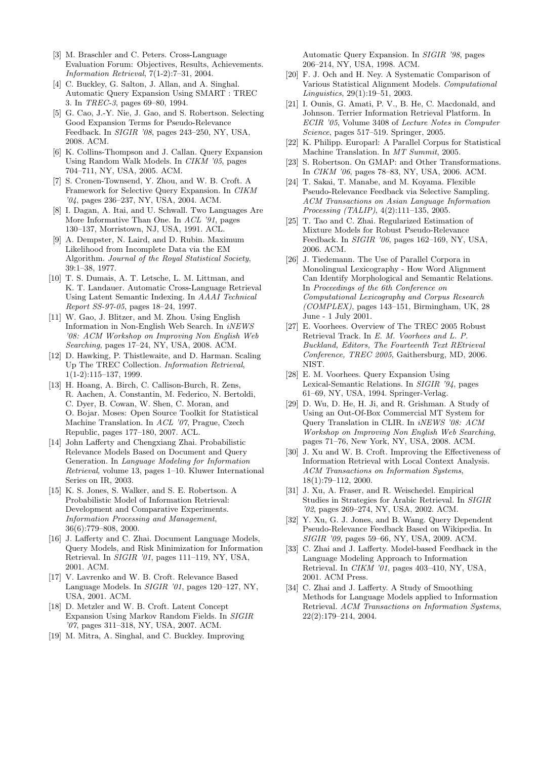[3] M. Braschler and C. Peters. Cross-Language Evaluation Forum: Objectives, Results, Achievements. *Information Retrieval*, 7(1-2):7–31, 2004.

[4] C. Buckley, G. Salton, J. Allan, and A. Singhal. Automatic Query Expansion Using SMART : TREC 3. In *TREC-3*, pages 69–80, 1994.

[5] G. Cao, J.-Y. Nie, J. Gao, and S. Robertson. Selecting Good Expansion Terms for Pseudo-Relevance Feedback. In *SIGIR '08*, pages 243–250, NY, USA, 2008. ACM.

[6] K. Collins-Thompson and J. Callan. Query Expansion Using Random Walk Models. In *CIKM '05*, pages 704–711, NY, USA, 2005. ACM.

[7] S. Cronen-Townsend, Y. Zhou, and W. B. Croft. A Framework for Selective Query Expansion. In *CIKM '04*, pages 236–237, NY, USA, 2004. ACM.

[8] I. Dagan, A. Itai, and U. Schwall. Two Languages Are More Informative Than One. In *ACL '91*, pages 130–137, Morristown, NJ, USA, 1991. ACL.

[9] A. Dempster, N. Laird, and D. Rubin. Maximum Likelihood from Incomplete Data via the EM Algorithm. *Journal of the Royal Statistical Society*, 39:1–38, 1977.

[10] T. S. Dumais, A. T. Letsche, L. M. Littman, and K. T. Landauer. Automatic Cross-Language Retrieval Using Latent Semantic Indexing. In *AAAI Technical Report SS-97-05*, pages 18–24, 1997.

[11] W. Gao, J. Blitzer, and M. Zhou. Using English Information in Non-English Web Search. In *iNEWS '08: ACM Workshop on Improving Non English Web Searching*, pages 17–24, NY, USA, 2008. ACM.

[12] D. Hawking, P. Thistlewaite, and D. Harman. Scaling Up The TREC Collection. *Information Retrieval*, 1(1-2):115–137, 1999.

[13] H. Hoang, A. Birch, C. Callison-Burch, R. Zens, R. Aachen, A. Constantin, M. Federico, N. Bertoldi, C. Dyer, B. Cowan, W. Shen, C. Moran, and O. Bojar. Moses: Open Source Toolkit for Statistical Machine Translation. In *ACL '07*, Prague, Czech Republic, pages 177–180, 2007. ACL.

[14] John Lafferty and Chengxiang Zhai. Probabilistic Relevance Models Based on Document and Query Generation. In *Language Modeling for Information Retrieval*, volume 13, pages 1–10. Kluwer International Series on IR, 2003.

[15] K. S. Jones, S. Walker, and S. E. Robertson. A Probabilistic Model of Information Retrieval: Development and Comparative Experiments. *Information Processing and Management*, 36(6):779–808, 2000.

[16] J. Lafferty and C. Zhai. Document Language Models, Query Models, and Risk Minimization for Information Retrieval. In *SIGIR '01*, pages 111–119, NY, USA, 2001. ACM.

[17] V. Lavrenko and W. B. Croft. Relevance Based Language Models. In *SIGIR '01*, pages 120–127, NY, USA, 2001. ACM.

[18] D. Metzler and W. B. Croft. Latent Concept Expansion Using Markov Random Fields. In *SIGIR '07*, pages 311–318, NY, USA, 2007. ACM.

[19] M. Mitra, A. Singhal, and C. Buckley. Improving Automatic Query Expansion. In *SIGIR '98*, pages 206–214, NY, USA, 1998. ACM.

[20] F. J. Och and H. Ney. A Systematic Comparison of Various Statistical Alignment Models. *Computational Linguistics*, 29(1):19–51, 2003.

[21] I. Ounis, G. Amati, P. V., B. He, C. Macdonald, and Johnson. Terrier Information Retrieval Platform. In *ECIR '05*, Volume 3408 of *Lecture Notes in Computer Science*, pages 517–519. Springer, 2005.

[22] K. Philipp. Europarl: A Parallel Corpus for Statistical Machine Translation. In *MT Summit*, 2005.

[23] S. Robertson. On GMAP: and Other Transformations. In *CIKM '06*, pages 78–83, NY, USA, 2006. ACM.

[24] T. Sakai, T. Manabe, and M. Koyama. Flexible Pseudo-Relevance Feedback via Selective Sampling. *ACM Transactions on Asian Language Information Processing (TALIP)*, 4(2):111–135, 2005.

[25] T. Tao and C. Zhai. Regularized Estimation of Mixture Models for Robust Pseudo-Relevance Feedback. In *SIGIR '06*, pages 162–169, NY, USA, 2006. ACM.

[26] J. Tiedemann. The Use of Parallel Corpora in Monolingual Lexicography - How Word Alignment Can Identify Morphological and Semantic Relations. In *Proceedings of the 6th Conference on Computational Lexicography and Corpus Research (COMPLEX)*, pages 143–151, Birmingham, UK, 28 June - 1 July 2001.

[27] E. Voorhees. Overview of The TREC 2005 Robust Retrieval Track. In *E. M. Voorhees and L. P. Buckland, Editors, The Fourteenth Text REtrieval Conference, TREC 2005*, Gaithersburg, MD, 2006. NIST.

[28] E. M. Voorhees. Query Expansion Using Lexical-Semantic Relations. In *SIGIR '94*, pages 61–69, NY, USA, 1994. Springer-Verlag.

[29] D. Wu, D. He, H. Ji, and R. Grishman. A Study of Using an Out-Of-Box Commercial MT System for Query Translation in CLIR. In *iNEWS '08: ACM Workshop on Improving Non English Web Searching*, pages 71–76, New York, NY, USA, 2008. ACM.

[30] J. Xu and W. B. Croft. Improving the Effectiveness of Information Retrieval with Local Context Analysis. *ACM Transactions on Information Systems*, 18(1):79–112, 2000.

[31] J. Xu, A. Fraser, and R. Weischedel. Empirical Studies in Strategies for Arabic Retrieval. In *SIGIR '02*, pages 269–274, NY, USA, 2002. ACM.

[32] Y. Xu, G. J. Jones, and B. Wang. Query Dependent Pseudo-Relevance Feedback Based on Wikipedia. In *SIGIR '09*, pages 59–66, NY, USA, 2009. ACM.

[33] C. Zhai and J. Lafferty. Model-based Feedback in the Language Modeling Approach to Information Retrieval. In *CIKM '01*, pages 403–410, NY, USA, 2001. ACM Press.

[34] C. Zhai and J. Lafferty. A Study of Smoothing Methods for Language Models applied to Information Retrieval. *ACM Transactions on Information Systems*, 22(2):179–214, 2004.